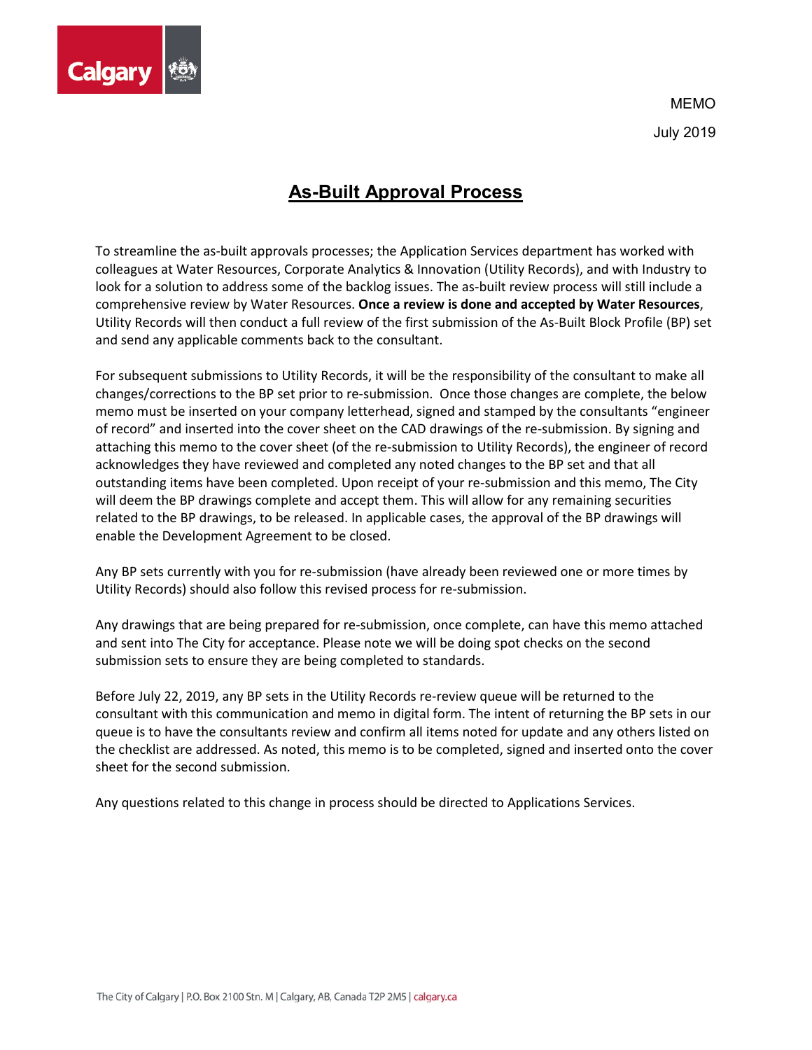MEMO

July 2019

# As-Built Approval Process

To streamline the as-built approvals processes; the Application Services department has worked with colleagues at Water Resources, Corporate Analytics & Innovation (Utility Records), and with Industry to look for a solution to address some of the backlog issues. The as-built review process will still include a comprehensive review by Water Resources. **Once a review is done and accepted by Water Resources**, Utility Records will then conduct a full review of the first submission of the As-Built Block Profile (BP) set and send any applicable comments back to the consultant.

For subsequent submissions to Utility Records, it will be the responsibility of the consultant to make all changes/corrections to the BP set prior to re-submission. Once those changes are complete, the below memo must be inserted on your company letterhead, signed and stamped by the consultants "engineer of record" and inserted into the cover sheet on the CAD drawings of the re-submission. By signing and attaching this memo to the cover sheet (of the re-submission to Utility Records), the engineer of record acknowledges they have reviewed and completed any noted changes to the BP set and that all outstanding items have been completed. Upon receipt of your re-submission and this memo, The City will deem the BP drawings complete and accept them. This will allow for any remaining securities related to the BP drawings, to be released. In applicable cases, the approval of the BP drawings will enable the Development Agreement to be closed.

Any BP sets currently with you for re-submission (have already been reviewed one or more times by Utility Records) should also follow this revised process for re-submission.

Any drawings that are being prepared for re-submission, once complete, can have this memo attached and sent into The City for acceptance. Please note we will be doing spot checks on the second submission sets to ensure they are being completed to standards.

Before July 22, 2019, any BP sets in the Utility Records re-review queue will be returned to the consultant with this communication and memo in digital form. The intent of returning the BP sets in our queue is to have the consultants review and confirm all items noted for update and any others listed on the checklist are addressed. As noted, this memo is to be completed, signed and inserted onto the cover sheet for the second submission.

Any questions related to this change in process should be directed to Applications Services.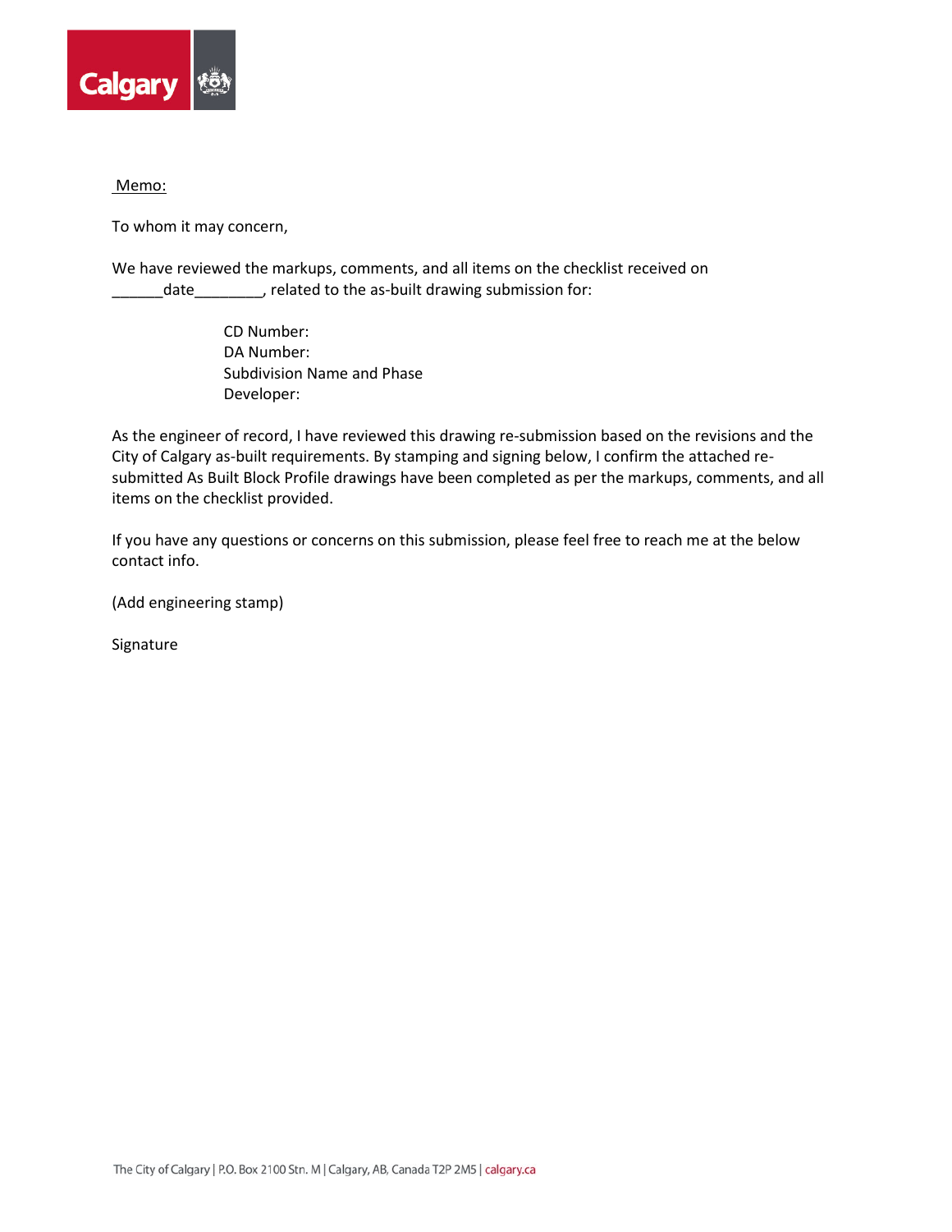Memo:

To whom it may concern,

We have reviewed the markups, comments, and all items on the checklist received on ______date________, related to the as-built drawing submission for:

CD Number:
DA Number:
Subdivision Name and Phase
Developer:

As the engineer of record, I have reviewed this drawing re-submission based on the revisions and the City of Calgary as-built requirements. By stamping and signing below, I confirm the attached re-submitted As Built Block Profile drawings have been completed as per the markups, comments, and all items on the checklist provided.

If you have any questions or concerns on this submission, please feel free to reach me at the below contact info.

(Add engineering stamp)

Signature